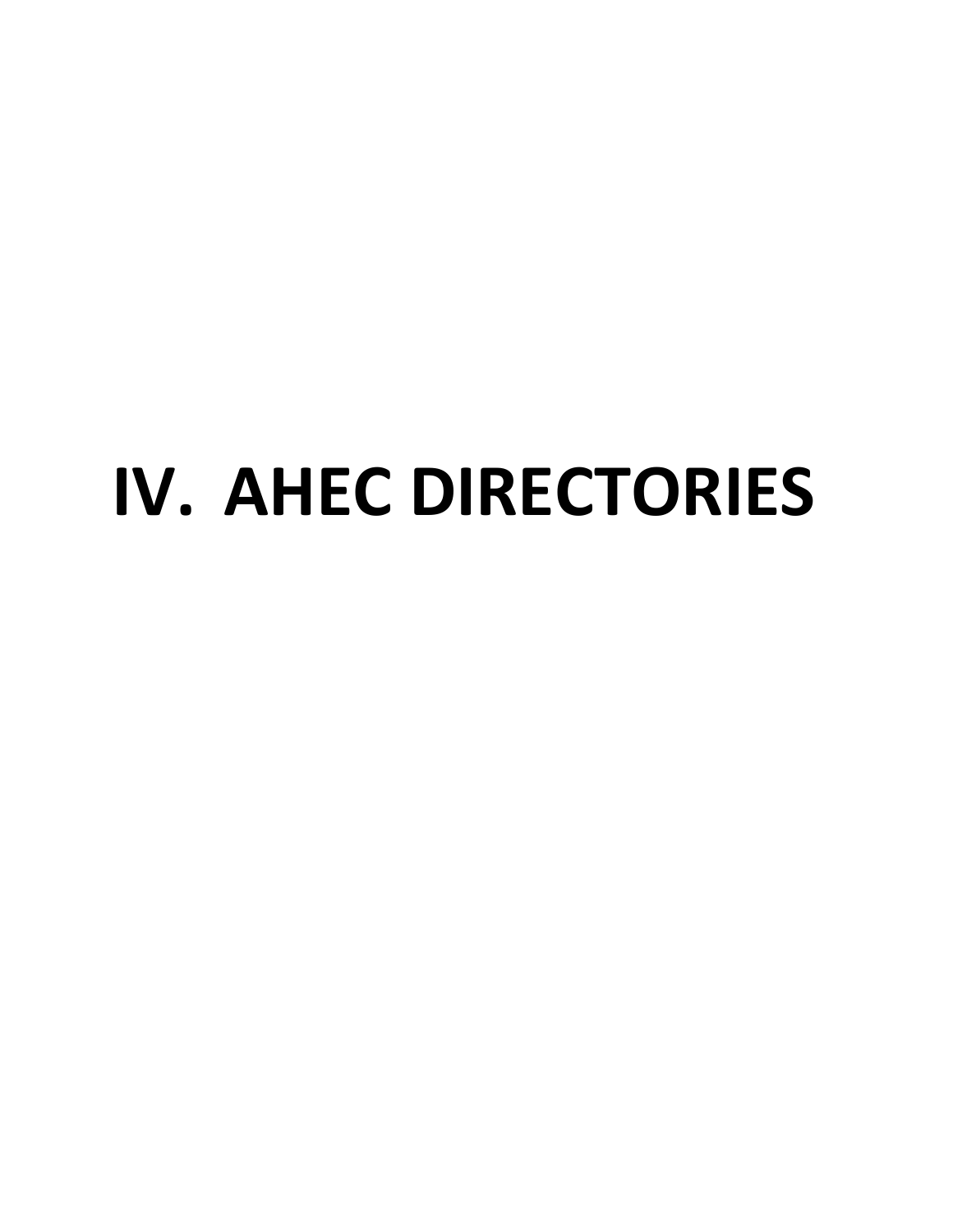# IV. AHEC DIRECTORIES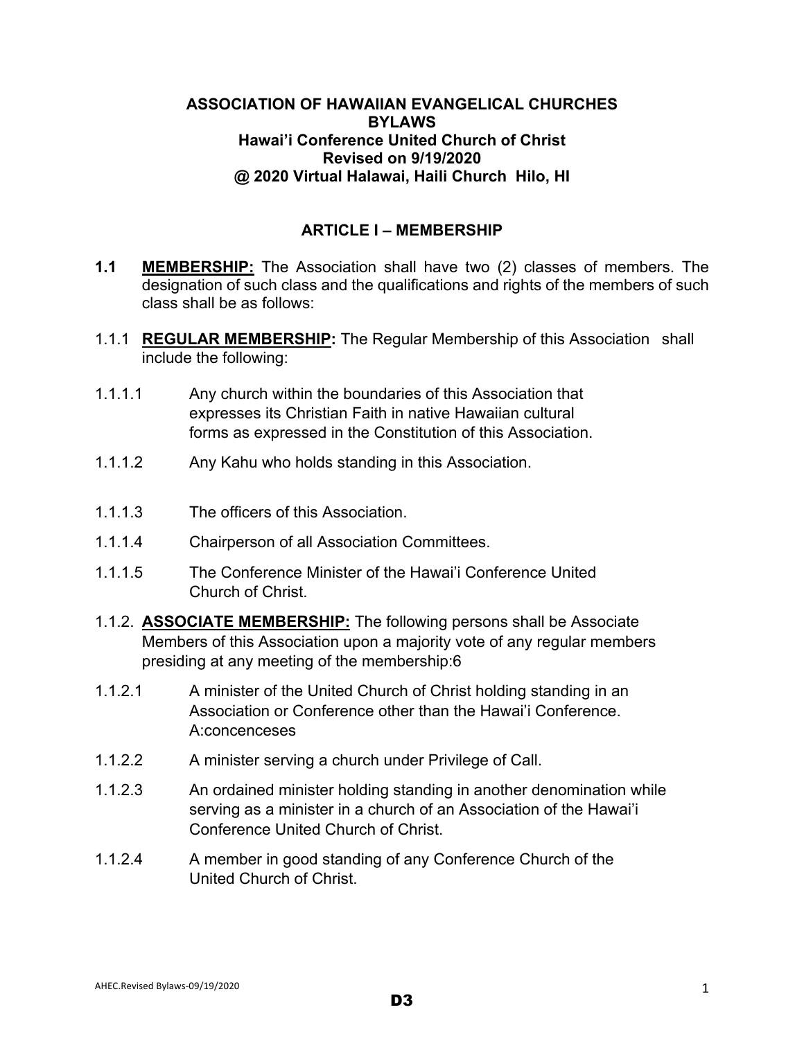**ASSOCIATION OF HAWAIIAN EVANGELICAL CHURCHES**
**BYLAWS**
**Hawai'i Conference United Church of Christ**
**Revised on 9/19/2020**
**@ 2020 Virtual Halawai, Haili Church Hilo, HI**

## ARTICLE I – MEMBERSHIP

**1.1** **MEMBERSHIP:** The Association shall have two (2) classes of members. The designation of such class and the qualifications and rights of the members of such class shall be as follows:

1.1.1 **REGULAR MEMBERSHIP:** The Regular Membership of this Association shall include the following:

1.1.1.1 Any church within the boundaries of this Association that expresses its Christian Faith in native Hawaiian cultural forms as expressed in the Constitution of this Association.

1.1.1.2 Any Kahu who holds standing in this Association.

1.1.1.3 The officers of this Association.

1.1.1.4 Chairperson of all Association Committees.

1.1.1.5 The Conference Minister of the Hawai'i Conference United Church of Christ.

1.1.2. **ASSOCIATE MEMBERSHIP:** The following persons shall be Associate Members of this Association upon a majority vote of any regular members presiding at any meeting of the membership:6

1.1.2.1 A minister of the United Church of Christ holding standing in an Association or Conference other than the Hawai'i Conference. A:concenceses

1.1.2.2 A minister serving a church under Privilege of Call.

1.1.2.3 An ordained minister holding standing in another denomination while serving as a minister in a church of an Association of the Hawai'i Conference United Church of Christ.

1.1.2.4 A member in good standing of any Conference Church of the United Church of Christ.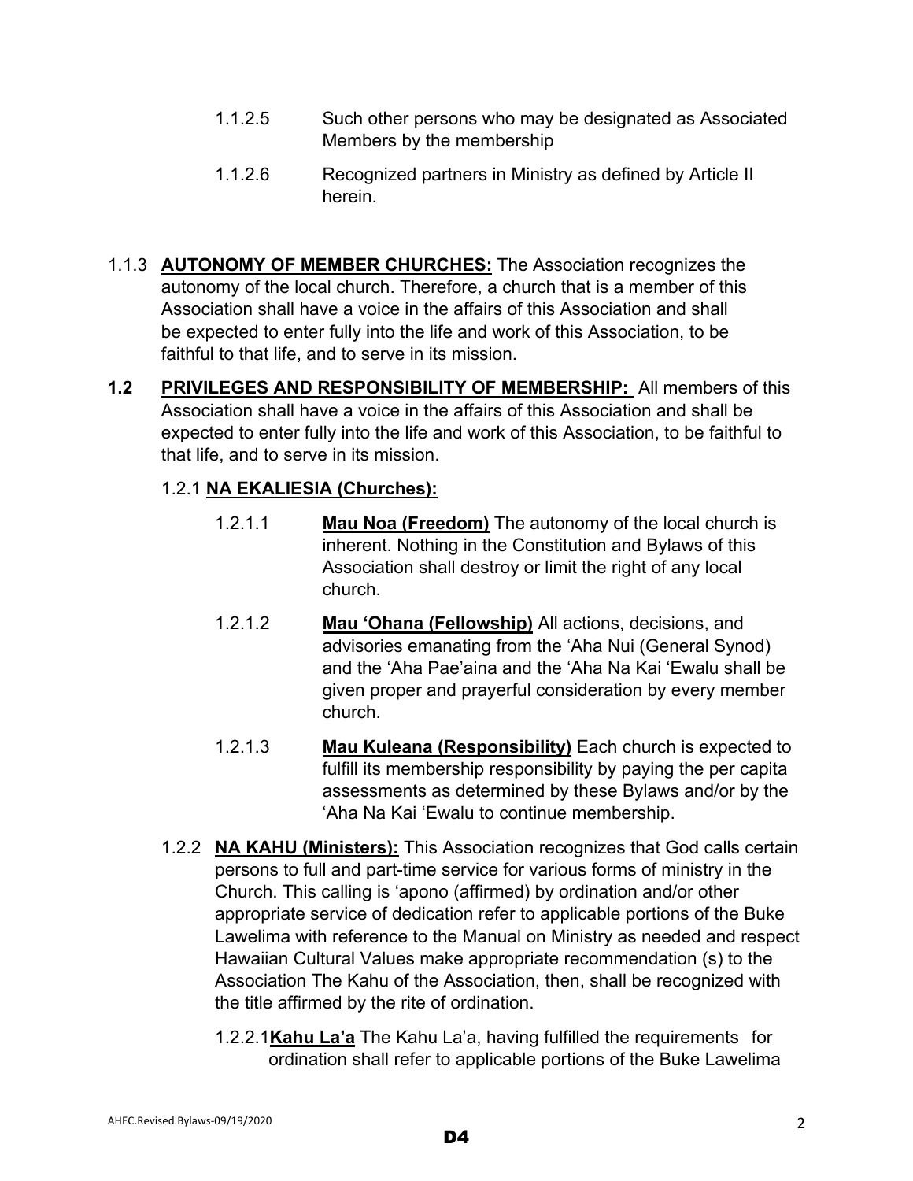1.1.2.5 Such other persons who may be designated as Associated Members by the membership

1.1.2.6 Recognized partners in Ministry as defined by Article II herein.

1.1.3 **AUTONOMY OF MEMBER CHURCHES:** The Association recognizes the autonomy of the local church. Therefore, a church that is a member of this Association shall have a voice in the affairs of this Association and shall be expected to enter fully into the life and work of this Association, to be faithful to that life, and to serve in its mission.

**1.2 PRIVILEGES AND RESPONSIBILITY OF MEMBERSHIP:** All members of this Association shall have a voice in the affairs of this Association and shall be expected to enter fully into the life and work of this Association, to be faithful to that life, and to serve in its mission.

1.2.1 **NA EKALIESIA (Churches):**

1.2.1.1 **Mau Noa (Freedom)** The autonomy of the local church is inherent. Nothing in the Constitution and Bylaws of this Association shall destroy or limit the right of any local church.

1.2.1.2 **Mau ʻOhana (Fellowship)** All actions, decisions, and advisories emanating from the ʻAha Nui (General Synod) and the ʻAha Pae'aina and the ʻAha Na Kai ʻEwalu shall be given proper and prayerful consideration by every member church.

1.2.1.3 **Mau Kuleana (Responsibility)** Each church is expected to fulfill its membership responsibility by paying the per capita assessments as determined by these Bylaws and/or by the ʻAha Na Kai ʻEwalu to continue membership.

1.2.2 **NA KAHU (Ministers):** This Association recognizes that God calls certain persons to full and part-time service for various forms of ministry in the Church. This calling is ʻapono (affirmed) by ordination and/or other appropriate service of dedication refer to applicable portions of the Buke Lawelima with reference to the Manual on Ministry as needed and respect Hawaiian Cultural Values make appropriate recommendation (s) to the Association The Kahu of the Association, then, shall be recognized with the title affirmed by the rite of ordination.

1.2.2.1 **Kahu La'a** The Kahu La'a, having fulfilled the requirements for ordination shall refer to applicable portions of the Buke Lawelima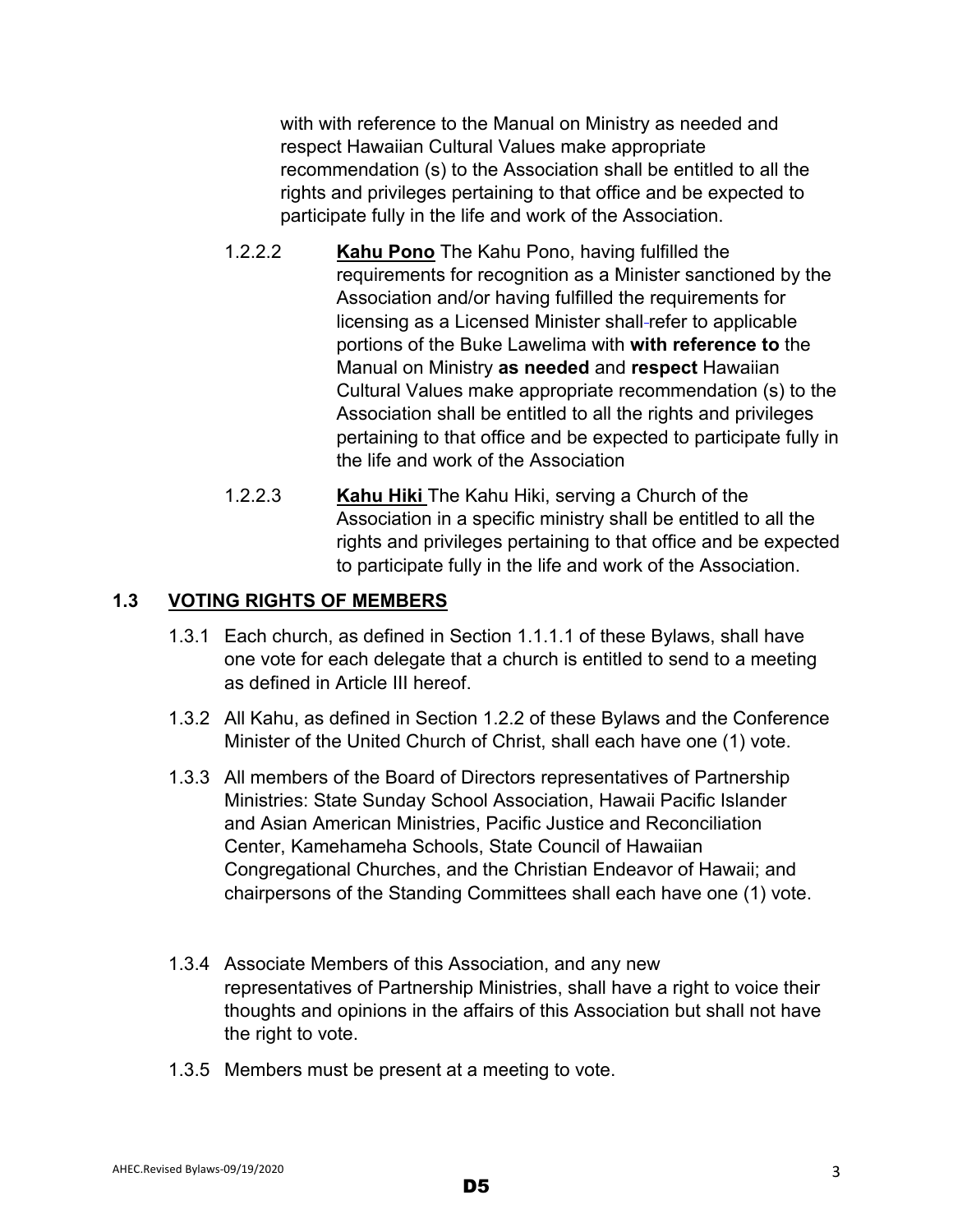with with reference to the Manual on Ministry as needed and respect Hawaiian Cultural Values make appropriate recommendation (s) to the Association shall be entitled to all the rights and privileges pertaining to that office and be expected to participate fully in the life and work of the Association.

1.2.2.2 **Kahu Pono** The Kahu Pono, having fulfilled the requirements for recognition as a Minister sanctioned by the Association and/or having fulfilled the requirements for licensing as a Licensed Minister shall refer to applicable portions of the Buke Lawelima with **with reference to** the Manual on Ministry **as needed** and **respect** Hawaiian Cultural Values make appropriate recommendation (s) to the Association shall be entitled to all the rights and privileges pertaining to that office and be expected to participate fully in the life and work of the Association

1.2.2.3 **Kahu Hiki** The Kahu Hiki, serving a Church of the Association in a specific ministry shall be entitled to all the rights and privileges pertaining to that office and be expected to participate fully in the life and work of the Association.

## 1.3 VOTING RIGHTS OF MEMBERS

1.3.1 Each church, as defined in Section 1.1.1.1 of these Bylaws, shall have one vote for each delegate that a church is entitled to send to a meeting as defined in Article III hereof.

1.3.2 All Kahu, as defined in Section 1.2.2 of these Bylaws and the Conference Minister of the United Church of Christ, shall each have one (1) vote.

1.3.3 All members of the Board of Directors representatives of Partnership Ministries: State Sunday School Association, Hawaii Pacific Islander and Asian American Ministries, Pacific Justice and Reconciliation Center, Kamehameha Schools, State Council of Hawaiian Congregational Churches, and the Christian Endeavor of Hawaii; and chairpersons of the Standing Committees shall each have one (1) vote.

1.3.4 Associate Members of this Association, and any new representatives of Partnership Ministries, shall have a right to voice their thoughts and opinions in the affairs of this Association but shall not have the right to vote.

1.3.5 Members must be present at a meeting to vote.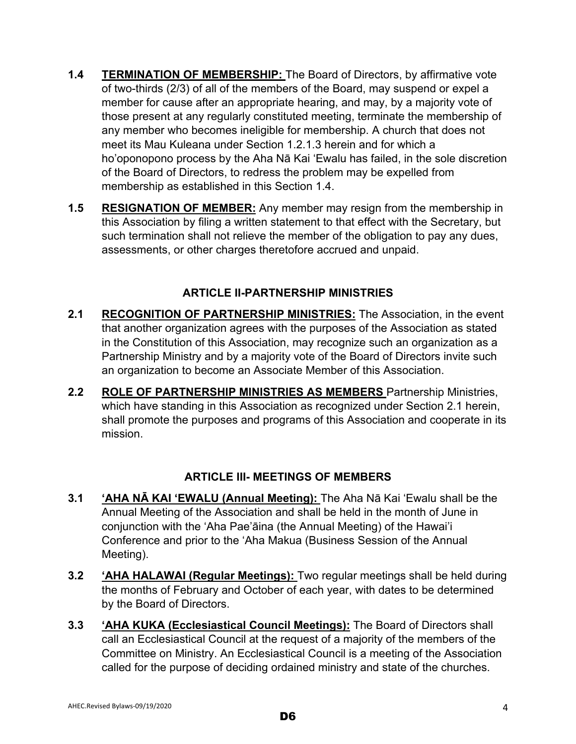**1.4** **TERMINATION OF MEMBERSHIP:** The Board of Directors, by affirmative vote of two-thirds (2/3) of all of the members of the Board, may suspend or expel a member for cause after an appropriate hearing, and may, by a majority vote of those present at any regularly constituted meeting, terminate the membership of any member who becomes ineligible for membership. A church that does not meet its Mau Kuleana under Section 1.2.1.3 herein and for which a ho'oponopono process by the Aha Nā Kai 'Ewalu has failed, in the sole discretion of the Board of Directors, to redress the problem may be expelled from membership as established in this Section 1.4.

**1.5** **RESIGNATION OF MEMBER:** Any member may resign from the membership in this Association by filing a written statement to that effect with the Secretary, but such termination shall not relieve the member of the obligation to pay any dues, assessments, or other charges theretofore accrued and unpaid.

## ARTICLE II-PARTNERSHIP MINISTRIES

**2.1** **RECOGNITION OF PARTNERSHIP MINISTRIES:** The Association, in the event that another organization agrees with the purposes of the Association as stated in the Constitution of this Association, may recognize such an organization as a Partnership Ministry and by a majority vote of the Board of Directors invite such an organization to become an Associate Member of this Association.

**2.2** **ROLE OF PARTNERSHIP MINISTRIES AS MEMBERS** Partnership Ministries, which have standing in this Association as recognized under Section 2.1 herein, shall promote the purposes and programs of this Association and cooperate in its mission.

## ARTICLE III- MEETINGS OF MEMBERS

**3.1** **'AHA NĀ KAI 'EWALU (Annual Meeting):** The Aha Nā Kai 'Ewalu shall be the Annual Meeting of the Association and shall be held in the month of June in conjunction with the 'Aha Pae'āina (the Annual Meeting) of the Hawai'i Conference and prior to the 'Aha Makua (Business Session of the Annual Meeting).

**3.2** **'AHA HALAWAI (Regular Meetings):** Two regular meetings shall be held during the months of February and October of each year, with dates to be determined by the Board of Directors.

**3.3** **'AHA KUKA (Ecclesiastical Council Meetings):** The Board of Directors shall call an Ecclesiastical Council at the request of a majority of the members of the Committee on Ministry. An Ecclesiastical Council is a meeting of the Association called for the purpose of deciding ordained ministry and state of the churches.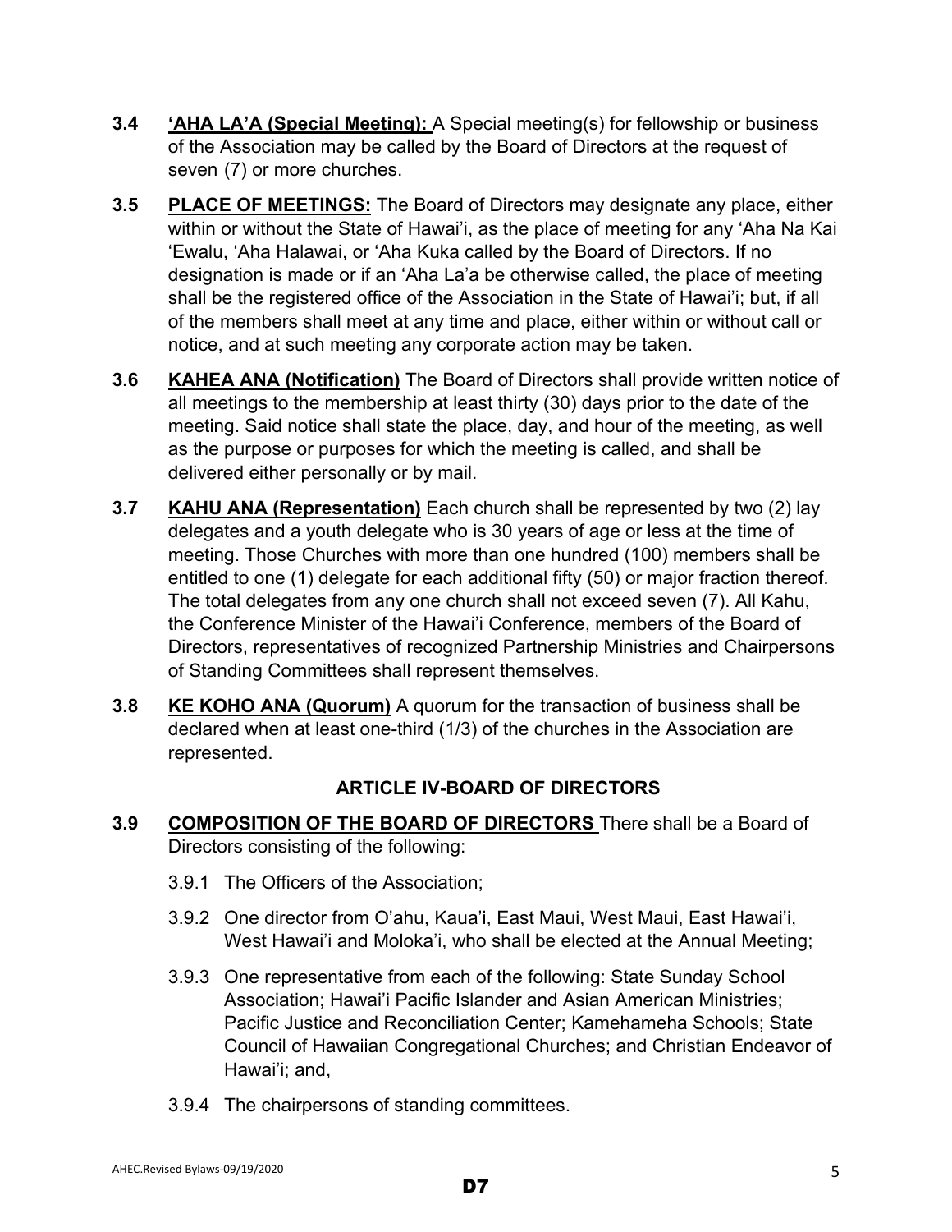**3.4 <u>'AHA LA'A (Special Meeting):</u>** A Special meeting(s) for fellowship or business of the Association may be called by the Board of Directors at the request of seven (7) or more churches.

**3.5 <u>PLACE OF MEETINGS:</u>** The Board of Directors may designate any place, either within or without the State of Hawai'i, as the place of meeting for any 'Aha Na Kai 'Ewalu, 'Aha Halawai, or 'Aha Kuka called by the Board of Directors. If no designation is made or if an 'Aha La'a be otherwise called, the place of meeting shall be the registered office of the Association in the State of Hawai'i; but, if all of the members shall meet at any time and place, either within or without call or notice, and at such meeting any corporate action may be taken.

**3.6 <u>KAHEA ANA (Notification)</u>** The Board of Directors shall provide written notice of all meetings to the membership at least thirty (30) days prior to the date of the meeting. Said notice shall state the place, day, and hour of the meeting, as well as the purpose or purposes for which the meeting is called, and shall be delivered either personally or by mail.

**3.7 <u>KAHU ANA (Representation)</u>** Each church shall be represented by two (2) lay delegates and a youth delegate who is 30 years of age or less at the time of meeting. Those Churches with more than one hundred (100) members shall be entitled to one (1) delegate for each additional fifty (50) or major fraction thereof. The total delegates from any one church shall not exceed seven (7). All Kahu, the Conference Minister of the Hawai'i Conference, members of the Board of Directors, representatives of recognized Partnership Ministries and Chairpersons of Standing Committees shall represent themselves.

**3.8 <u>KE KOHO ANA (Quorum)</u>** A quorum for the transaction of business shall be declared when at least one-third (1/3) of the churches in the Association are represented.

## ARTICLE IV-BOARD OF DIRECTORS

**3.9 <u>COMPOSITION OF THE BOARD OF DIRECTORS</u>** There shall be a Board of Directors consisting of the following:

3.9.1 The Officers of the Association;

3.9.2 One director from O'ahu, Kaua'i, East Maui, West Maui, East Hawai'i, West Hawai'i and Moloka'i, who shall be elected at the Annual Meeting;

3.9.3 One representative from each of the following: State Sunday School Association; Hawai'i Pacific Islander and Asian American Ministries; Pacific Justice and Reconciliation Center; Kamehameha Schools; State Council of Hawaiian Congregational Churches; and Christian Endeavor of Hawai'i; and,

3.9.4 The chairpersons of standing committees.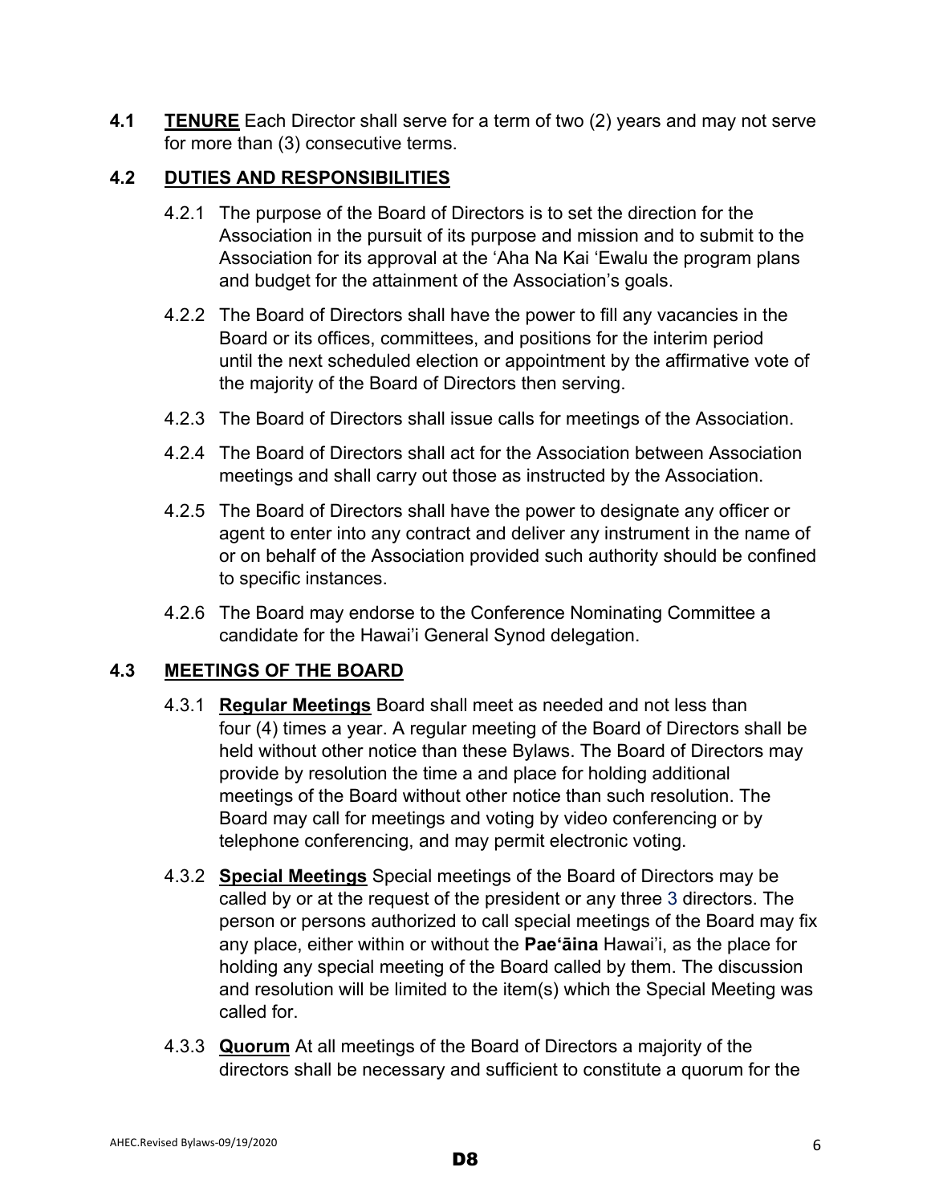**4.1** **TENURE** Each Director shall serve for a term of two (2) years and may not serve for more than (3) consecutive terms.

**4.2** **DUTIES AND RESPONSIBILITIES**

4.2.1 The purpose of the Board of Directors is to set the direction for the Association in the pursuit of its purpose and mission and to submit to the Association for its approval at the ʻAha Na Kai ʻEwalu the program plans and budget for the attainment of the Association's goals.

4.2.2 The Board of Directors shall have the power to fill any vacancies in the Board or its offices, committees, and positions for the interim period until the next scheduled election or appointment by the affirmative vote of the majority of the Board of Directors then serving.

4.2.3 The Board of Directors shall issue calls for meetings of the Association.

4.2.4 The Board of Directors shall act for the Association between Association meetings and shall carry out those as instructed by the Association.

4.2.5 The Board of Directors shall have the power to designate any officer or agent to enter into any contract and deliver any instrument in the name of or on behalf of the Association provided such authority should be confined to specific instances.

4.2.6 The Board may endorse to the Conference Nominating Committee a candidate for the Hawai'i General Synod delegation.

**4.3** **MEETINGS OF THE BOARD**

4.3.1 **Regular Meetings** Board shall meet as needed and not less than four (4) times a year. A regular meeting of the Board of Directors shall be held without other notice than these Bylaws. The Board of Directors may provide by resolution the time a and place for holding additional meetings of the Board without other notice than such resolution. The Board may call for meetings and voting by video conferencing or by telephone conferencing, and may permit electronic voting.

4.3.2 **Special Meetings** Special meetings of the Board of Directors may be called by or at the request of the president or any three 3 directors. The person or persons authorized to call special meetings of the Board may fix any place, either within or without the **Paeʻāina** Hawai'i, as the place for holding any special meeting of the Board called by them. The discussion and resolution will be limited to the item(s) which the Special Meeting was called for.

4.3.3 **Quorum** At all meetings of the Board of Directors a majority of the directors shall be necessary and sufficient to constitute a quorum for the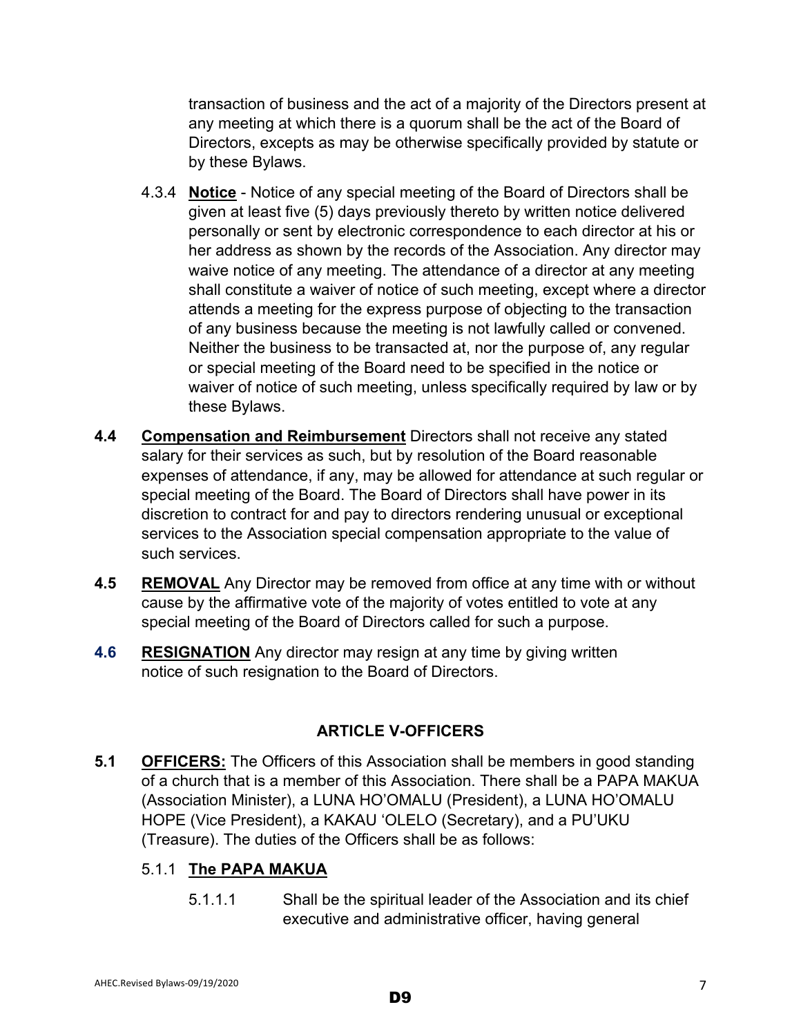transaction of business and the act of a majority of the Directors present at any meeting at which there is a quorum shall be the act of the Board of Directors, excepts as may be otherwise specifically provided by statute or by these Bylaws.

4.3.4 **Notice** - Notice of any special meeting of the Board of Directors shall be given at least five (5) days previously thereto by written notice delivered personally or sent by electronic correspondence to each director at his or her address as shown by the records of the Association. Any director may waive notice of any meeting. The attendance of a director at any meeting shall constitute a waiver of notice of such meeting, except where a director attends a meeting for the express purpose of objecting to the transaction of any business because the meeting is not lawfully called or convened. Neither the business to be transacted at, nor the purpose of, any regular or special meeting of the Board need to be specified in the notice or waiver of notice of such meeting, unless specifically required by law or by these Bylaws.

**4.4** **Compensation and Reimbursement** Directors shall not receive any stated salary for their services as such, but by resolution of the Board reasonable expenses of attendance, if any, may be allowed for attendance at such regular or special meeting of the Board. The Board of Directors shall have power in its discretion to contract for and pay to directors rendering unusual or exceptional services to the Association special compensation appropriate to the value of such services.

**4.5** **REMOVAL** Any Director may be removed from office at any time with or without cause by the affirmative vote of the majority of votes entitled to vote at any special meeting of the Board of Directors called for such a purpose.

**4.6** **RESIGNATION** Any director may resign at any time by giving written notice of such resignation to the Board of Directors.

## ARTICLE V-OFFICERS

**5.1** **OFFICERS:** The Officers of this Association shall be members in good standing of a church that is a member of this Association. There shall be a PAPA MAKUA (Association Minister), a LUNA HO'OMALU (President), a LUNA HO'OMALU HOPE (Vice President), a KAKAU 'OLELO (Secretary), and a PU'UKU (Treasure). The duties of the Officers shall be as follows:

5.1.1 **The PAPA MAKUA**

5.1.1.1 Shall be the spiritual leader of the Association and its chief executive and administrative officer, having general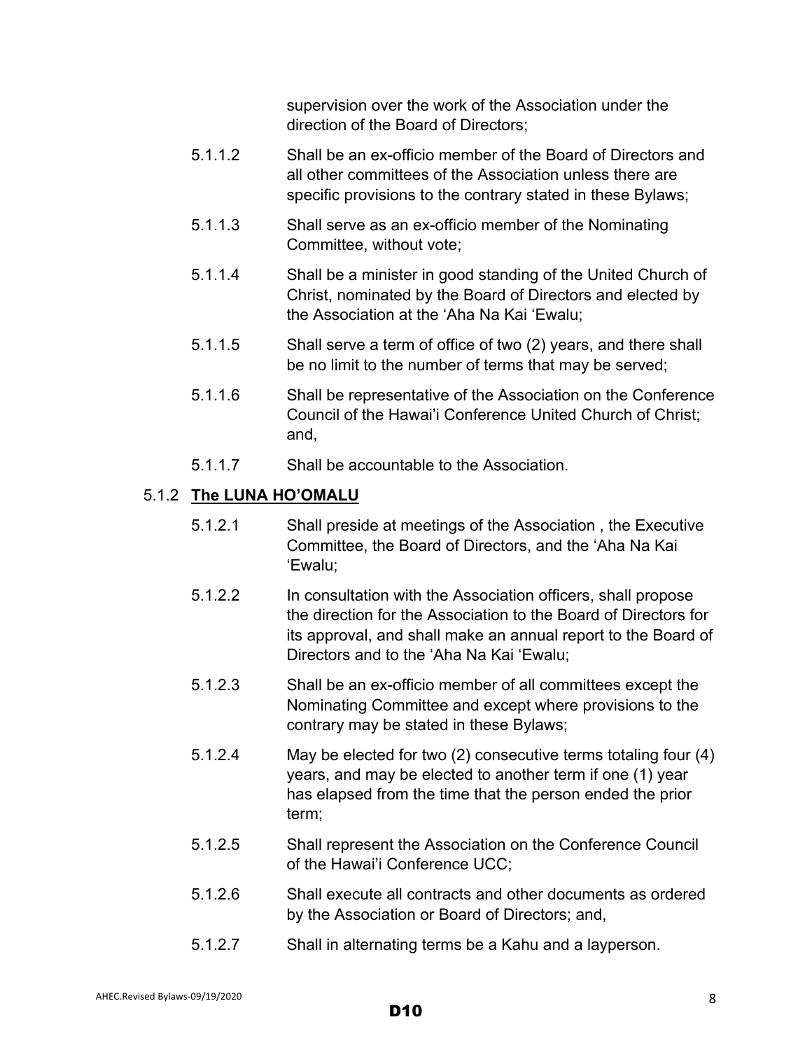supervision over the work of the Association under the direction of the Board of Directors;

5.1.1.2 Shall be an ex-officio member of the Board of Directors and all other committees of the Association unless there are specific provisions to the contrary stated in these Bylaws;

5.1.1.3 Shall serve as an ex-officio member of the Nominating Committee, without vote;

5.1.1.4 Shall be a minister in good standing of the United Church of Christ, nominated by the Board of Directors and elected by the Association at the ‘Aha Na Kai ‘Ewalu;

5.1.1.5 Shall serve a term of office of two (2) years, and there shall be no limit to the number of terms that may be served;

5.1.1.6 Shall be representative of the Association on the Conference Council of the Hawai’i Conference United Church of Christ; and,

5.1.1.7 Shall be accountable to the Association.

5.1.2 **The LUNA HO’OMALU**

5.1.2.1 Shall preside at meetings of the Association , the Executive Committee, the Board of Directors, and the ‘Aha Na Kai ‘Ewalu;

5.1.2.2 In consultation with the Association officers, shall propose the direction for the Association to the Board of Directors for its approval, and shall make an annual report to the Board of Directors and to the ‘Aha Na Kai ‘Ewalu;

5.1.2.3 Shall be an ex-officio member of all committees except the Nominating Committee and except where provisions to the contrary may be stated in these Bylaws;

5.1.2.4 May be elected for two (2) consecutive terms totaling four (4) years, and may be elected to another term if one (1) year has elapsed from the time that the person ended the prior term;

5.1.2.5 Shall represent the Association on the Conference Council of the Hawai’i Conference UCC;

5.1.2.6 Shall execute all contracts and other documents as ordered by the Association or Board of Directors; and,

5.1.2.7 Shall in alternating terms be a Kahu and a layperson.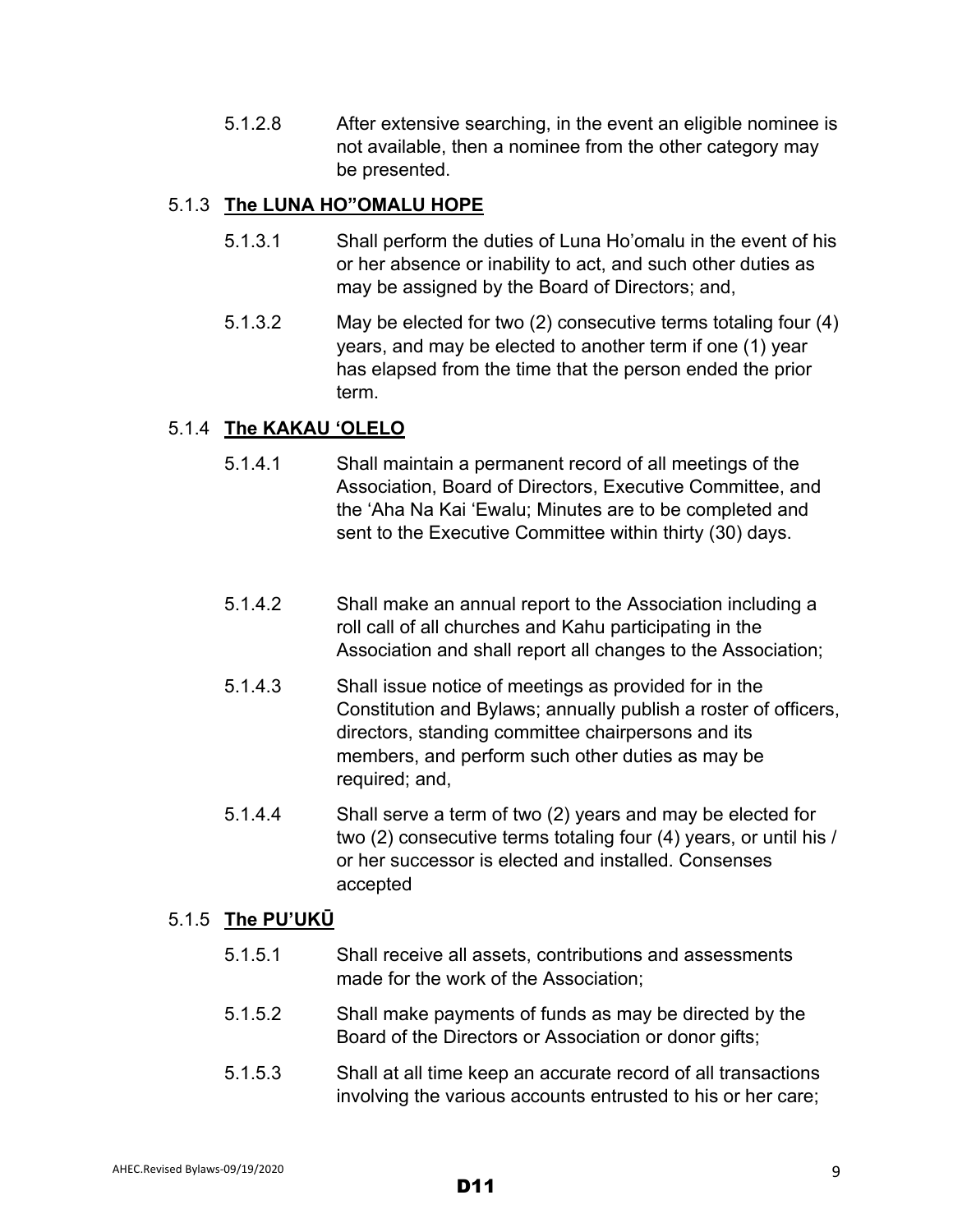5.1.2.8 After extensive searching, in the event an eligible nominee is not available, then a nominee from the other category may be presented.

### 5.1.3 **The LUNA HO"OMALU HOPE**

5.1.3.1 Shall perform the duties of Luna Ho'omalu in the event of his or her absence or inability to act, and such other duties as may be assigned by the Board of Directors; and,

5.1.3.2 May be elected for two (2) consecutive terms totaling four (4) years, and may be elected to another term if one (1) year has elapsed from the time that the person ended the prior term.

### 5.1.4 **The KAKAU 'OLELO**

5.1.4.1 Shall maintain a permanent record of all meetings of the Association, Board of Directors, Executive Committee, and the 'Aha Na Kai 'Ewalu; Minutes are to be completed and sent to the Executive Committee within thirty (30) days.

5.1.4.2 Shall make an annual report to the Association including a roll call of all churches and Kahu participating in the Association and shall report all changes to the Association;

5.1.4.3 Shall issue notice of meetings as provided for in the Constitution and Bylaws; annually publish a roster of officers, directors, standing committee chairpersons and its members, and perform such other duties as may be required; and,

5.1.4.4 Shall serve a term of two (2) years and may be elected for two (2) consecutive terms totaling four (4) years, or until his / or her successor is elected and installed. Consenses accepted

### 5.1.5 **The PU'UKŪ**

5.1.5.1 Shall receive all assets, contributions and assessments made for the work of the Association;

5.1.5.2 Shall make payments of funds as may be directed by the Board of the Directors or Association or donor gifts;

5.1.5.3 Shall at all time keep an accurate record of all transactions involving the various accounts entrusted to his or her care;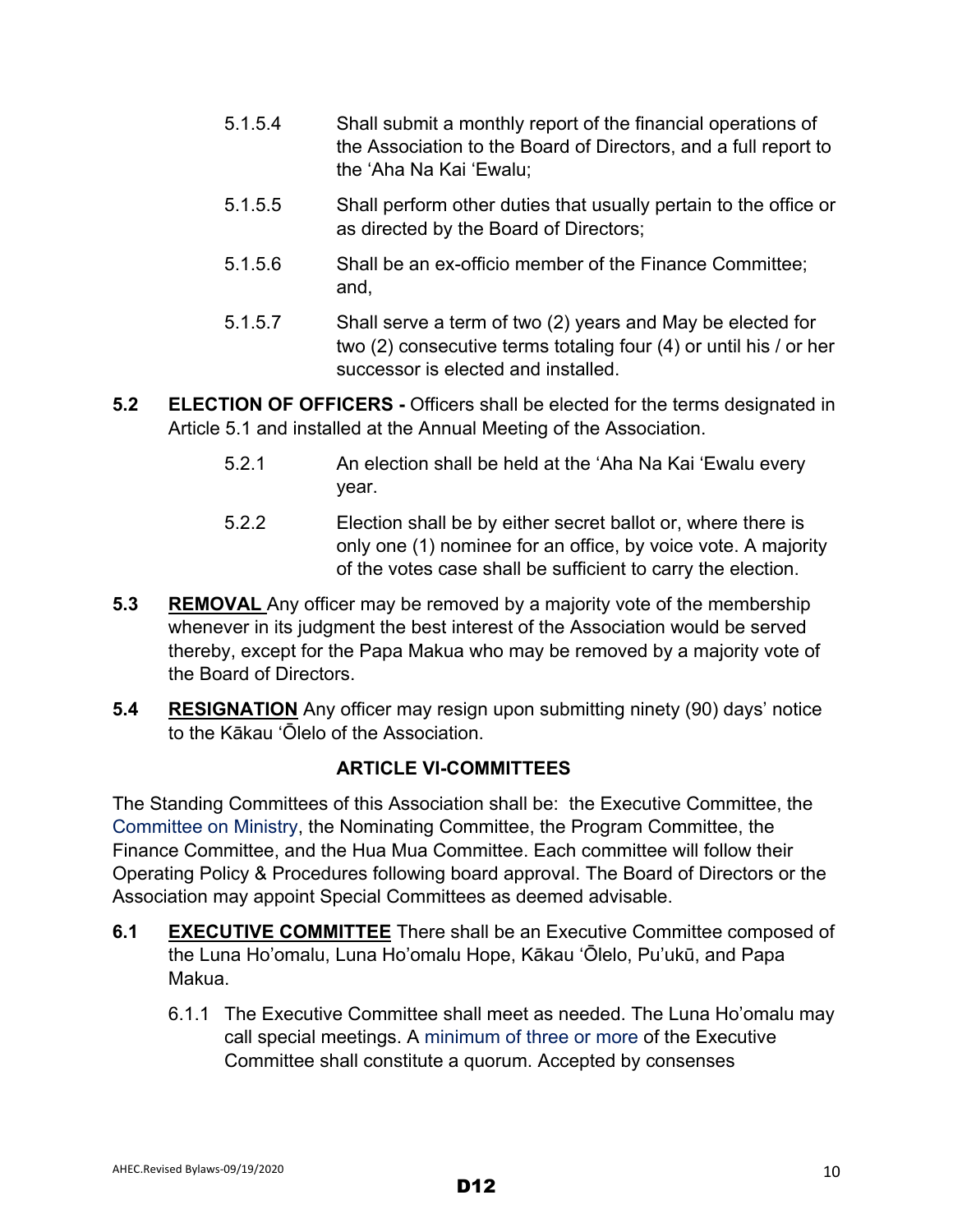5.1.5.4 Shall submit a monthly report of the financial operations of the Association to the Board of Directors, and a full report to the ʻAha Na Kai ʻEwalu;

5.1.5.5 Shall perform other duties that usually pertain to the office or as directed by the Board of Directors;

5.1.5.6 Shall be an ex-officio member of the Finance Committee; and,

5.1.5.7 Shall serve a term of two (2) years and May be elected for two (2) consecutive terms totaling four (4) or until his / or her successor is elected and installed.

**5.2 ELECTION OF OFFICERS -** Officers shall be elected for the terms designated in Article 5.1 and installed at the Annual Meeting of the Association.

5.2.1 An election shall be held at the ʻAha Na Kai ʻEwalu every year.

5.2.2 Election shall be by either secret ballot or, where there is only one (1) nominee for an office, by voice vote. A majority of the votes case shall be sufficient to carry the election.

**5.3 REMOVAL** Any officer may be removed by a majority vote of the membership whenever in its judgment the best interest of the Association would be served thereby, except for the Papa Makua who may be removed by a majority vote of the Board of Directors.

**5.4 RESIGNATION** Any officer may resign upon submitting ninety (90) days' notice to the Kākau ʻŌlelo of the Association.

## ARTICLE VI-COMMITTEES

The Standing Committees of this Association shall be: the Executive Committee, the Committee on Ministry, the Nominating Committee, the Program Committee, the Finance Committee, and the Hua Mua Committee. Each committee will follow their Operating Policy & Procedures following board approval. The Board of Directors or the Association may appoint Special Committees as deemed advisable.

**6.1 EXECUTIVE COMMITTEE** There shall be an Executive Committee composed of the Luna Ho'omalu, Luna Ho'omalu Hope, Kākau ʻŌlelo, Pu'ukū, and Papa Makua.

6.1.1 The Executive Committee shall meet as needed. The Luna Ho'omalu may call special meetings. A minimum of three or more of the Executive Committee shall constitute a quorum. Accepted by consenses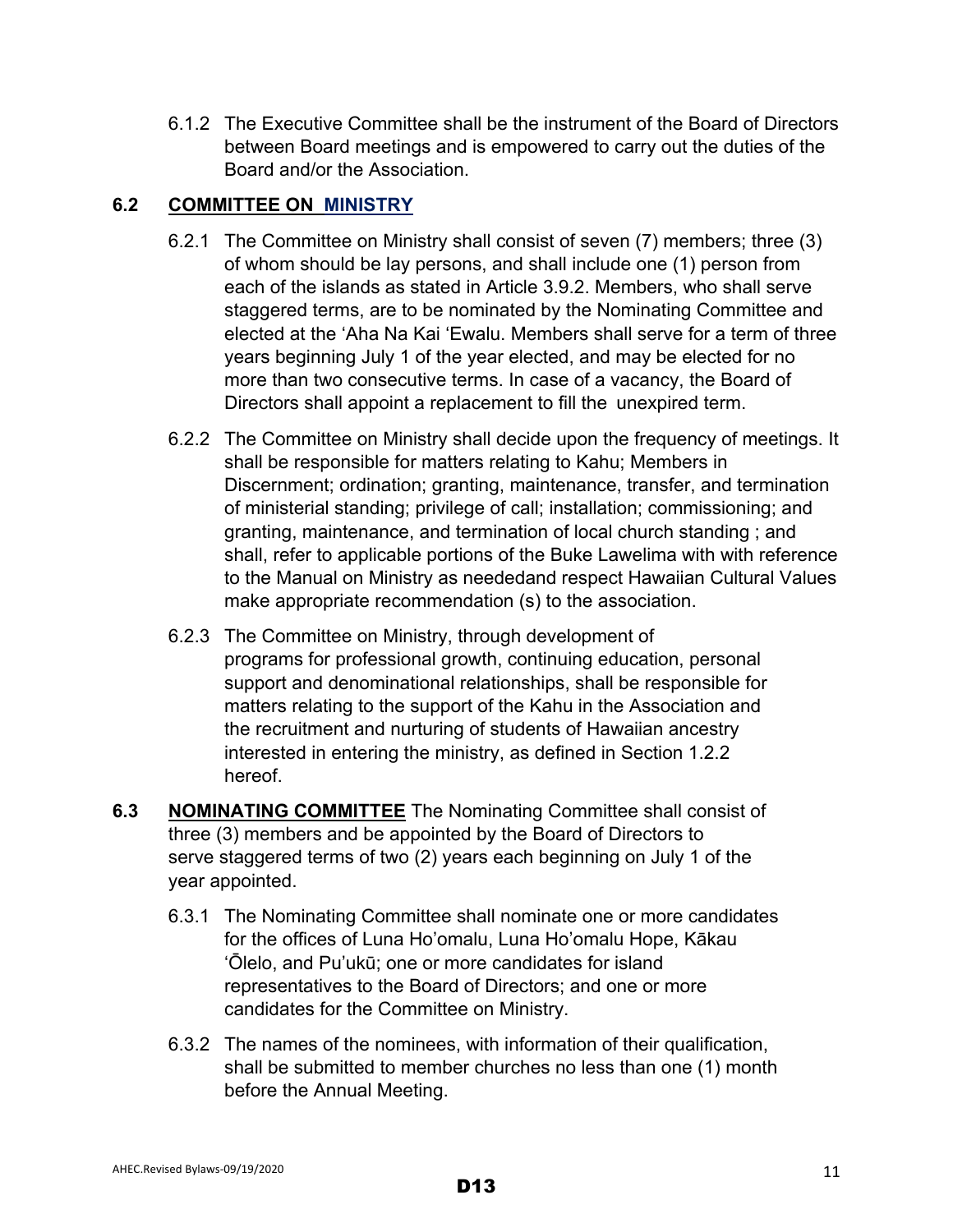6.1.2 The Executive Committee shall be the instrument of the Board of Directors between Board meetings and is empowered to carry out the duties of the Board and/or the Association.

### 6.2 COMMITTEE ON MINISTRY

6.2.1 The Committee on Ministry shall consist of seven (7) members; three (3) of whom should be lay persons, and shall include one (1) person from each of the islands as stated in Article 3.9.2. Members, who shall serve staggered terms, are to be nominated by the Nominating Committee and elected at the ʻAha Na Kai ʻEwalu. Members shall serve for a term of three years beginning July 1 of the year elected, and may be elected for no more than two consecutive terms. In case of a vacancy, the Board of Directors shall appoint a replacement to fill the unexpired term.

6.2.2 The Committee on Ministry shall decide upon the frequency of meetings. It shall be responsible for matters relating to Kahu; Members in Discernment; ordination; granting, maintenance, transfer, and termination of ministerial standing; privilege of call; installation; commissioning; and granting, maintenance, and termination of local church standing ; and shall, refer to applicable portions of the Buke Lawelima with with reference to the Manual on Ministry as neededand respect Hawaiian Cultural Values make appropriate recommendation (s) to the association.

6.2.3 The Committee on Ministry, through development of programs for professional growth, continuing education, personal support and denominational relationships, shall be responsible for matters relating to the support of the Kahu in the Association and the recruitment and nurturing of students of Hawaiian ancestry interested in entering the ministry, as defined in Section 1.2.2 hereof.

### 6.3 NOMINATING COMMITTEE

The Nominating Committee shall consist of three (3) members and be appointed by the Board of Directors to serve staggered terms of two (2) years each beginning on July 1 of the year appointed.

6.3.1 The Nominating Committee shall nominate one or more candidates for the offices of Luna Hoʼomalu, Luna Hoʼomalu Hope, Kākau ʻŌlelo, and Puʼukū; one or more candidates for island representatives to the Board of Directors; and one or more candidates for the Committee on Ministry.

6.3.2 The names of the nominees, with information of their qualification, shall be submitted to member churches no less than one (1) month before the Annual Meeting.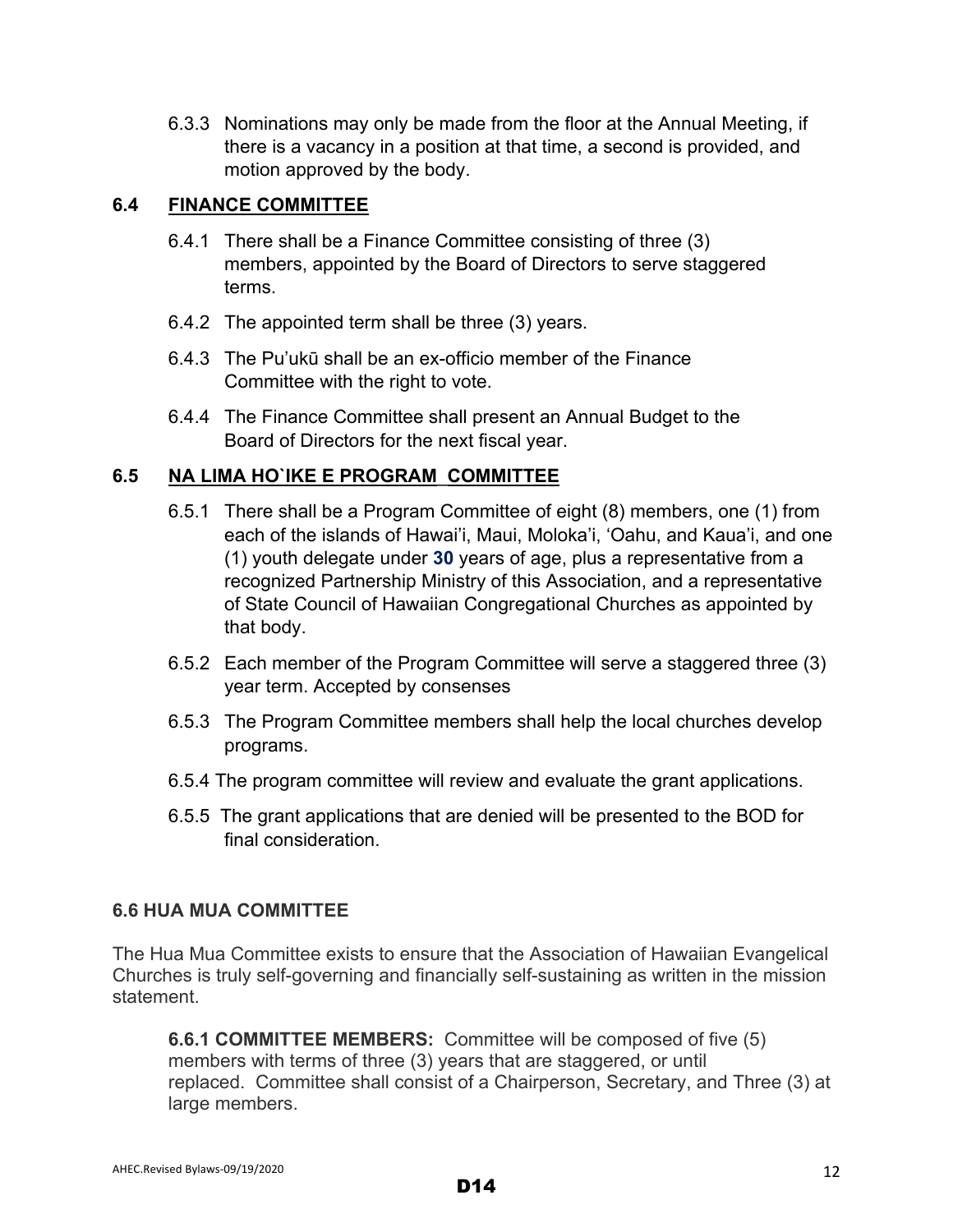6.3.3 Nominations may only be made from the floor at the Annual Meeting, if there is a vacancy in a position at that time, a second is provided, and motion approved by the body.

### 6.4 FINANCE COMMITTEE

6.4.1 There shall be a Finance Committee consisting of three (3) members, appointed by the Board of Directors to serve staggered terms.

6.4.2 The appointed term shall be three (3) years.

6.4.3 The Pu'ukū shall be an ex-officio member of the Finance Committee with the right to vote.

6.4.4 The Finance Committee shall present an Annual Budget to the Board of Directors for the next fiscal year.

### 6.5 NA LIMA HO`IKE E PROGRAM COMMITTEE

6.5.1 There shall be a Program Committee of eight (8) members, one (1) from each of the islands of Hawai'i, Maui, Moloka'i, 'Oahu, and Kaua'i, and one (1) youth delegate under **30** years of age, plus a representative from a recognized Partnership Ministry of this Association, and a representative of State Council of Hawaiian Congregational Churches as appointed by that body.

6.5.2 Each member of the Program Committee will serve a staggered three (3) year term. Accepted by consenses

6.5.3 The Program Committee members shall help the local churches develop programs.

6.5.4 The program committee will review and evaluate the grant applications.

6.5.5 The grant applications that are denied will be presented to the BOD for final consideration.

### 6.6 HUA MUA COMMITTEE

The Hua Mua Committee exists to ensure that the Association of Hawaiian Evangelical Churches is truly self-governing and financially self-sustaining as written in the mission statement.

**6.6.1 COMMITTEE MEMBERS:** Committee will be composed of five (5) members with terms of three (3) years that are staggered, or until replaced. Committee shall consist of a Chairperson, Secretary, and Three (3) at large members.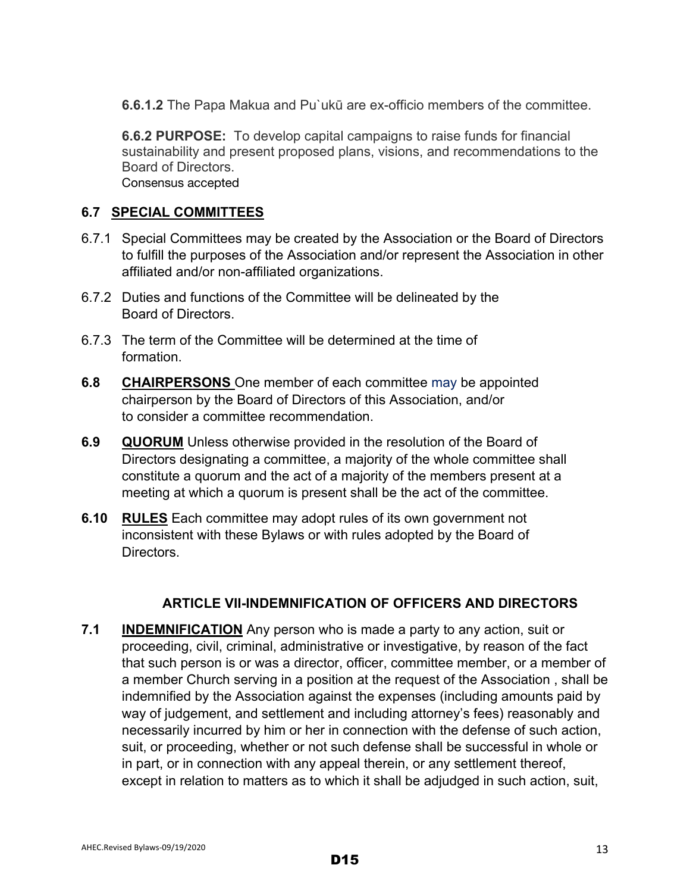**6.6.1.2** The Papa Makua and Pu`ukū are ex-officio members of the committee.

**6.6.2 PURPOSE:** To develop capital campaigns to raise funds for financial sustainability and present proposed plans, visions, and recommendations to the Board of Directors.
Consensus accepted

### 6.7 SPECIAL COMMITTEES

6.7.1 Special Committees may be created by the Association or the Board of Directors to fulfill the purposes of the Association and/or represent the Association in other affiliated and/or non-affiliated organizations.

6.7.2 Duties and functions of the Committee will be delineated by the Board of Directors.

6.7.3 The term of the Committee will be determined at the time of formation.

**6.8 CHAIRPERSONS** One member of each committee may be appointed chairperson by the Board of Directors of this Association, and/or to consider a committee recommendation.

**6.9 QUORUM** Unless otherwise provided in the resolution of the Board of Directors designating a committee, a majority of the whole committee shall constitute a quorum and the act of a majority of the members present at a meeting at which a quorum is present shall be the act of the committee.

**6.10 RULES** Each committee may adopt rules of its own government not inconsistent with these Bylaws or with rules adopted by the Board of Directors.

## ARTICLE VII-INDEMNIFICATION OF OFFICERS AND DIRECTORS

**7.1 INDEMNIFICATION** Any person who is made a party to any action, suit or proceeding, civil, criminal, administrative or investigative, by reason of the fact that such person is or was a director, officer, committee member, or a member of a member Church serving in a position at the request of the Association , shall be indemnified by the Association against the expenses (including amounts paid by way of judgement, and settlement and including attorney's fees) reasonably and necessarily incurred by him or her in connection with the defense of such action, suit, or proceeding, whether or not such defense shall be successful in whole or in part, or in connection with any appeal therein, or any settlement thereof, except in relation to matters as to which it shall be adjudged in such action, suit,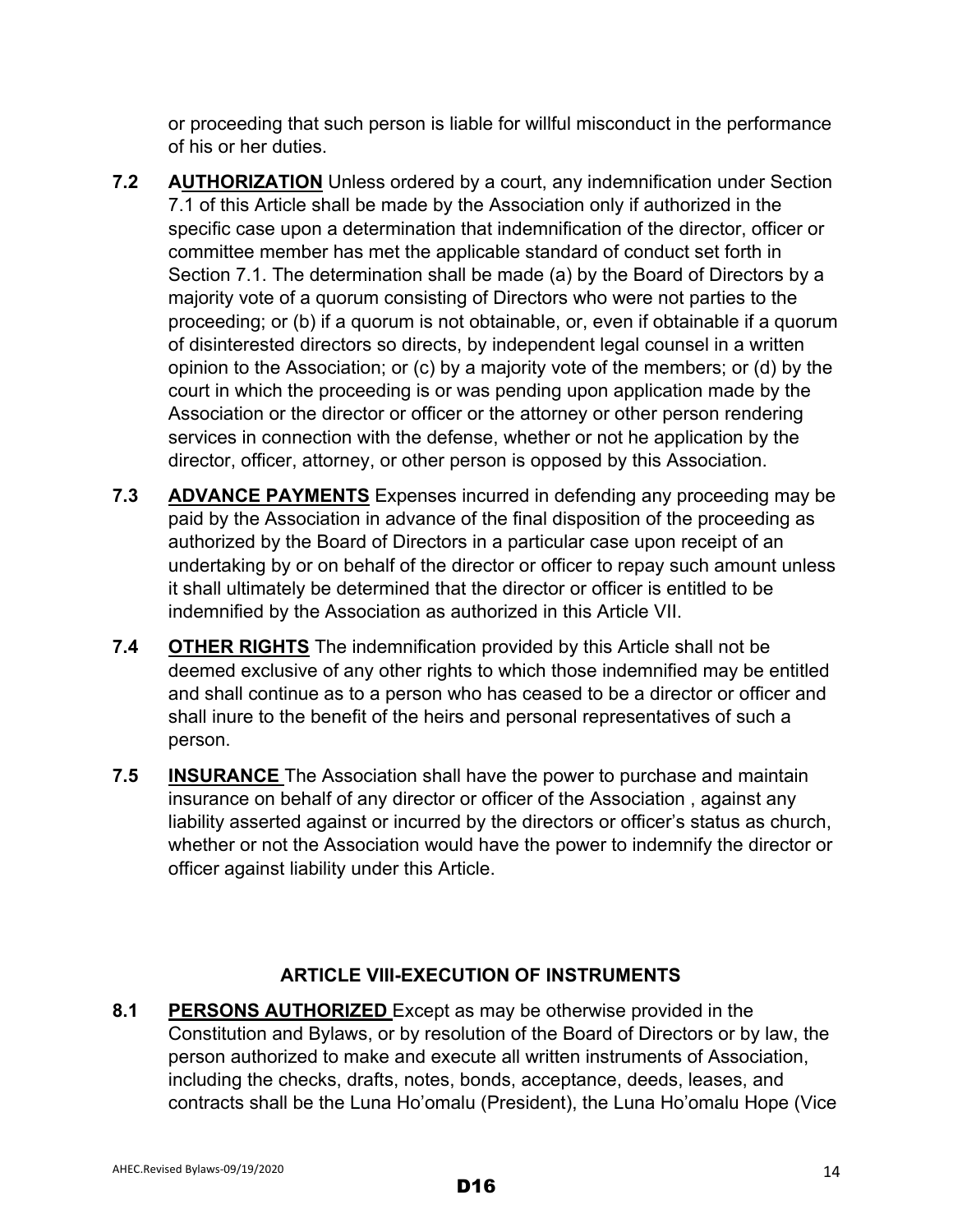or proceeding that such person is liable for willful misconduct in the performance of his or her duties.

**7.2 AUTHORIZATION** Unless ordered by a court, any indemnification under Section 7.1 of this Article shall be made by the Association only if authorized in the specific case upon a determination that indemnification of the director, officer or committee member has met the applicable standard of conduct set forth in Section 7.1. The determination shall be made (a) by the Board of Directors by a majority vote of a quorum consisting of Directors who were not parties to the proceeding; or (b) if a quorum is not obtainable, or, even if obtainable if a quorum of disinterested directors so directs, by independent legal counsel in a written opinion to the Association; or (c) by a majority vote of the members; or (d) by the court in which the proceeding is or was pending upon application made by the Association or the director or officer or the attorney or other person rendering services in connection with the defense, whether or not he application by the director, officer, attorney, or other person is opposed by this Association.

**7.3 ADVANCE PAYMENTS** Expenses incurred in defending any proceeding may be paid by the Association in advance of the final disposition of the proceeding as authorized by the Board of Directors in a particular case upon receipt of an undertaking by or on behalf of the director or officer to repay such amount unless it shall ultimately be determined that the director or officer is entitled to be indemnified by the Association as authorized in this Article VII.

**7.4 OTHER RIGHTS** The indemnification provided by this Article shall not be deemed exclusive of any other rights to which those indemnified may be entitled and shall continue as to a person who has ceased to be a director or officer and shall inure to the benefit of the heirs and personal representatives of such a person.

**7.5 INSURANCE** The Association shall have the power to purchase and maintain insurance on behalf of any director or officer of the Association , against any liability asserted against or incurred by the directors or officer's status as church, whether or not the Association would have the power to indemnify the director or officer against liability under this Article.

## ARTICLE VIII-EXECUTION OF INSTRUMENTS

**8.1 PERSONS AUTHORIZED** Except as may be otherwise provided in the Constitution and Bylaws, or by resolution of the Board of Directors or by law, the person authorized to make and execute all written instruments of Association, including the checks, drafts, notes, bonds, acceptance, deeds, leases, and contracts shall be the Luna Ho'omalu (President), the Luna Ho'omalu Hope (Vice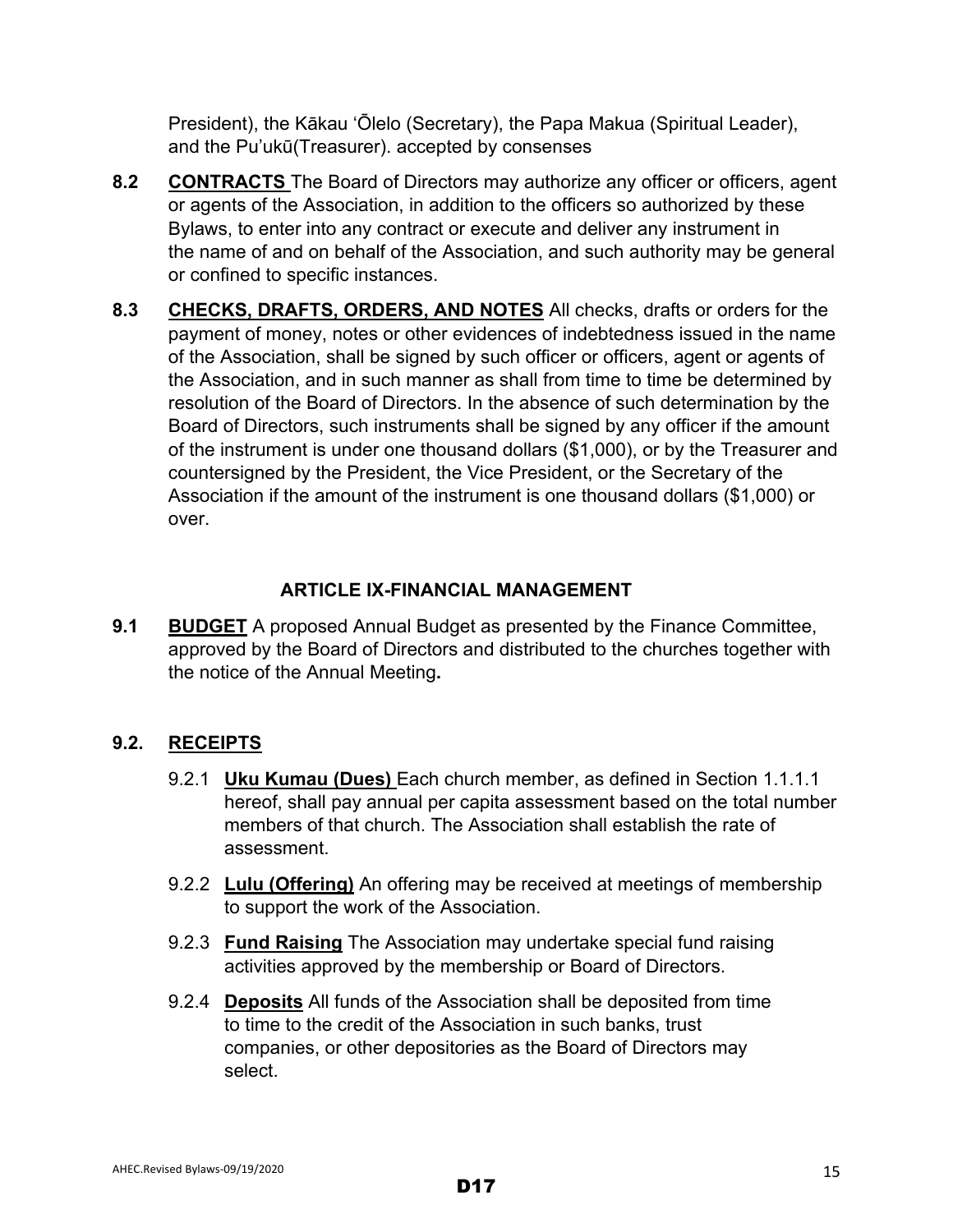President), the Kākau ʻŌlelo (Secretary), the Papa Makua (Spiritual Leader), and the Pu'ukū(Treasurer). accepted by consenses

**8.2** **<u>CONTRACTS</u>** The Board of Directors may authorize any officer or officers, agent or agents of the Association, in addition to the officers so authorized by these Bylaws, to enter into any contract or execute and deliver any instrument in the name of and on behalf of the Association, and such authority may be general or confined to specific instances.

**8.3** **<u>CHECKS, DRAFTS, ORDERS, AND NOTES</u>** All checks, drafts or orders for the payment of money, notes or other evidences of indebtedness issued in the name of the Association, shall be signed by such officer or officers, agent or agents of the Association, and in such manner as shall from time to time be determined by resolution of the Board of Directors. In the absence of such determination by the Board of Directors, such instruments shall be signed by any officer if the amount of the instrument is under one thousand dollars ($1,000), or by the Treasurer and countersigned by the President, the Vice President, or the Secretary of the Association if the amount of the instrument is one thousand dollars ($1,000) or over.

## ARTICLE IX-FINANCIAL MANAGEMENT

**9.1** **<u>BUDGET</u>** A proposed Annual Budget as presented by the Finance Committee, approved by the Board of Directors and distributed to the churches together with the notice of the Annual Meeting**.**

**9.2.** **<u>RECEIPTS</u>**

9.2.1 **<u>Uku Kumau (Dues)</u>** Each church member, as defined in Section 1.1.1.1 hereof, shall pay annual per capita assessment based on the total number members of that church. The Association shall establish the rate of assessment.

9.2.2 **<u>Lulu (Offering)</u>** An offering may be received at meetings of membership to support the work of the Association.

9.2.3 **<u>Fund Raising</u>** The Association may undertake special fund raising activities approved by the membership or Board of Directors.

9.2.4 **<u>Deposits</u>** All funds of the Association shall be deposited from time to time to the credit of the Association in such banks, trust companies, or other depositories as the Board of Directors may select.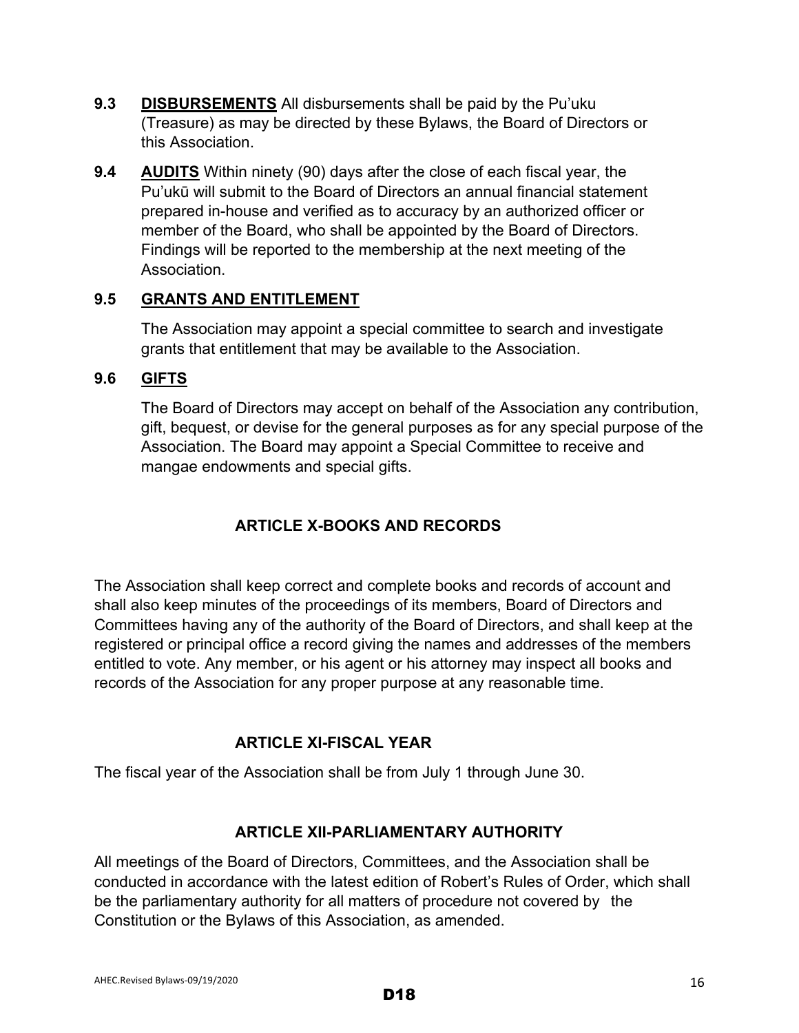**9.3** **DISBURSEMENTS** All disbursements shall be paid by the Pu'uku (Treasure) as may be directed by these Bylaws, the Board of Directors or this Association.

**9.4** **AUDITS** Within ninety (90) days after the close of each fiscal year, the Pu'ukū will submit to the Board of Directors an annual financial statement prepared in-house and verified as to accuracy by an authorized officer or member of the Board, who shall be appointed by the Board of Directors. Findings will be reported to the membership at the next meeting of the Association.

**9.5** **GRANTS AND ENTITLEMENT**

The Association may appoint a special committee to search and investigate grants that entitlement that may be available to the Association.

**9.6** **GIFTS**

The Board of Directors may accept on behalf of the Association any contribution, gift, bequest, or devise for the general purposes as for any special purpose of the Association. The Board may appoint a Special Committee to receive and mangae endowments and special gifts.

## ARTICLE X-BOOKS AND RECORDS

The Association shall keep correct and complete books and records of account and shall also keep minutes of the proceedings of its members, Board of Directors and Committees having any of the authority of the Board of Directors, and shall keep at the registered or principal office a record giving the names and addresses of the members entitled to vote. Any member, or his agent or his attorney may inspect all books and records of the Association for any proper purpose at any reasonable time.

## ARTICLE XI-FISCAL YEAR

The fiscal year of the Association shall be from July 1 through June 30.

## ARTICLE XII-PARLIAMENTARY AUTHORITY

All meetings of the Board of Directors, Committees, and the Association shall be conducted in accordance with the latest edition of Robert's Rules of Order, which shall be the parliamentary authority for all matters of procedure not covered by the Constitution or the Bylaws of this Association, as amended.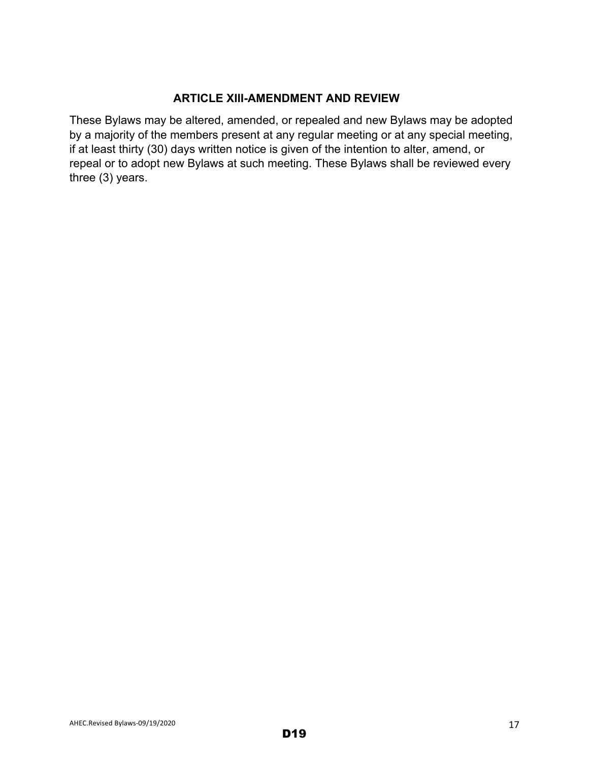## ARTICLE XIII-AMENDMENT AND REVIEW

These Bylaws may be altered, amended, or repealed and new Bylaws may be adopted by a majority of the members present at any regular meeting or at any special meeting, if at least thirty (30) days written notice is given of the intention to alter, amend, or repeal or to adopt new Bylaws at such meeting. These Bylaws shall be reviewed every three (3) years.